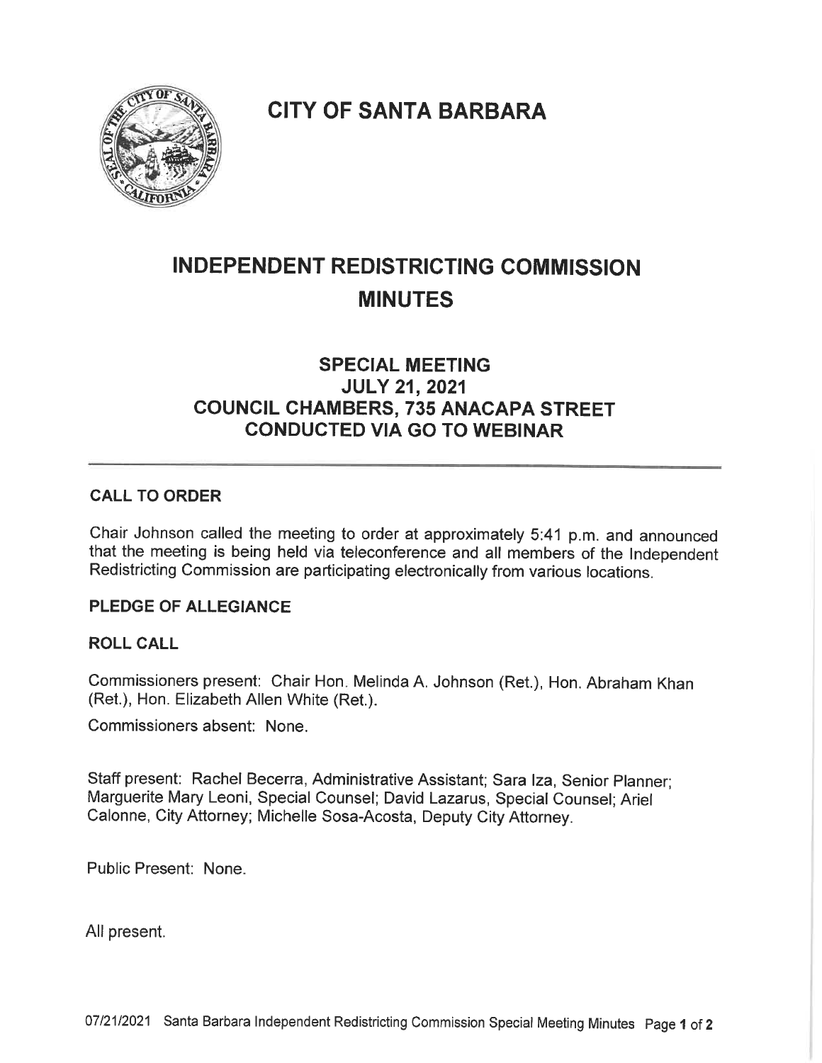# CITY OF SANTA BARBARA

## INDEPENDENT REDISTRICTING COMMISSION MINUTES

### SPECIAL MEETING
### JULY 21, 2021
### COUNCIL CHAMBERS, 735 ANACAPA STREET
### CONDUCTED VIA GO TO WEBINAR

---

**CALL TO ORDER**

Chair Johnson called the meeting to order at approximately 5:41 p.m. and announced that the meeting is being held via teleconference and all members of the Independent Redistricting Commission are participating electronically from various locations.

**PLEDGE OF ALLEGIANCE**

**ROLL CALL**

Commissioners present: Chair Hon. Melinda A. Johnson (Ret.), Hon. Abraham Khan (Ret.), Hon. Elizabeth Allen White (Ret.).

Commissioners absent: None.

Staff present: Rachel Becerra, Administrative Assistant; Sara Iza, Senior Planner; Marguerite Mary Leoni, Special Counsel; David Lazarus, Special Counsel; Ariel Calonne, City Attorney; Michelle Sosa-Acosta, Deputy City Attorney.

Public Present: None.

All present.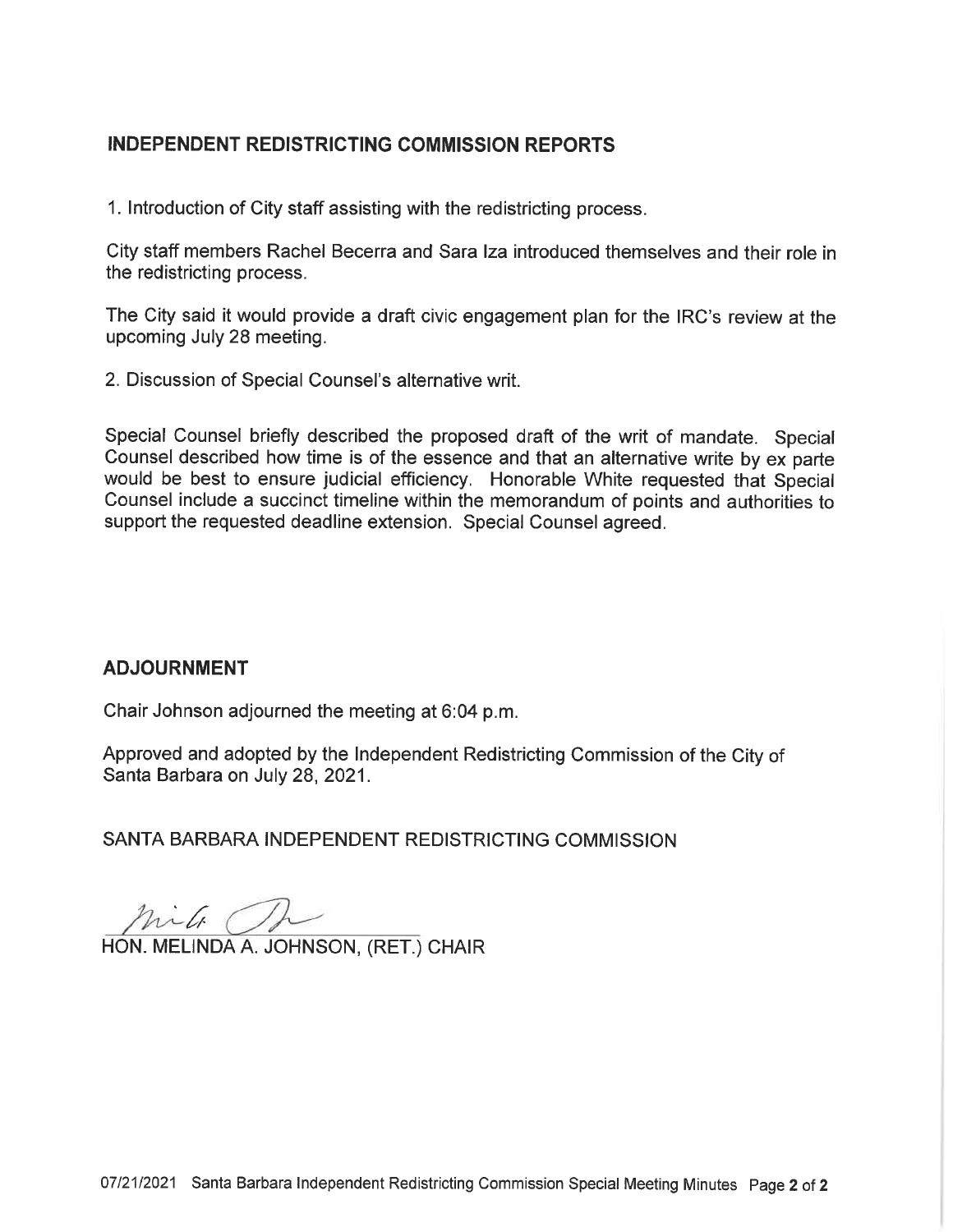## INDEPENDENT REDISTRICTING COMMISSION REPORTS

1. Introduction of City staff assisting with the redistricting process.

City staff members Rachel Becerra and Sara Iza introduced themselves and their role in the redistricting process.

The City said it would provide a draft civic engagement plan for the IRC's review at the upcoming July 28 meeting.

2. Discussion of Special Counsel's alternative writ.

Special Counsel briefly described the proposed draft of the writ of mandate. Special Counsel described how time is of the essence and that an alternative write by ex parte would be best to ensure judicial efficiency. Honorable White requested that Special Counsel include a succinct timeline within the memorandum of points and authorities to support the requested deadline extension. Special Counsel agreed.

## ADJOURNMENT

Chair Johnson adjourned the meeting at 6:04 p.m.

Approved and adopted by the Independent Redistricting Commission of the City of Santa Barbara on July 28, 2021.

SANTA BARBARA INDEPENDENT REDISTRICTING COMMISSION

HON. MELINDA A. JOHNSON, (RET.) CHAIR